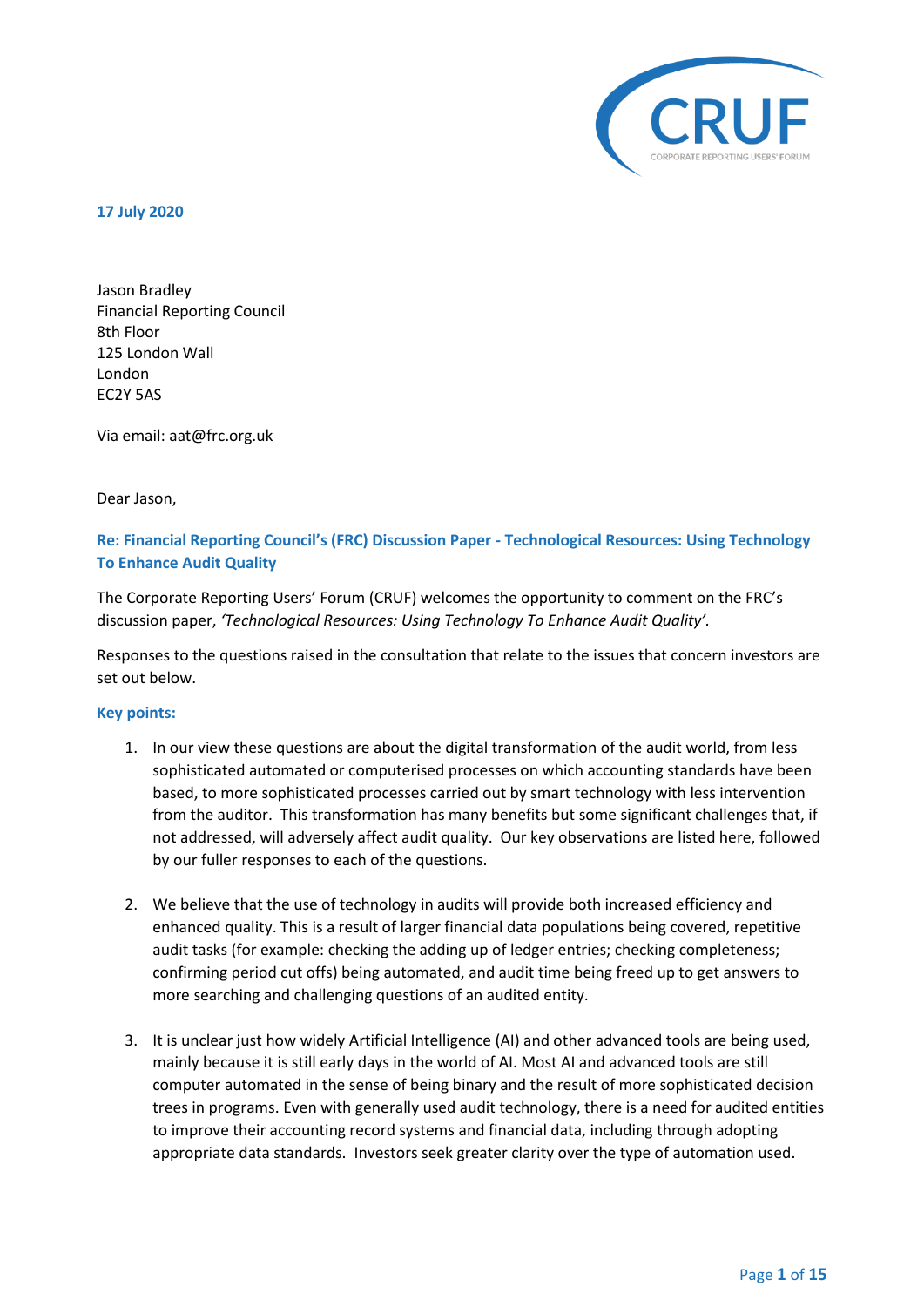CRUF

CORPORATE REPORTING USERS' FORUM

**17 July 2020**

Jason Bradley
Financial Reporting Council
8th Floor
125 London Wall
London
EC2Y 5AS

Via email: aat@frc.org.uk

Dear Jason,

**Re: Financial Reporting Council's (FRC) Discussion Paper - Technological Resources: Using Technology To Enhance Audit Quality**

The Corporate Reporting Users' Forum (CRUF) welcomes the opportunity to comment on the FRC's discussion paper, *'Technological Resources: Using Technology To Enhance Audit Quality'*.

Responses to the questions raised in the consultation that relate to the issues that concern investors are set out below.

**Key points:**

1. In our view these questions are about the digital transformation of the audit world, from less sophisticated automated or computerised processes on which accounting standards have been based, to more sophisticated processes carried out by smart technology with less intervention from the auditor. This transformation has many benefits but some significant challenges that, if not addressed, will adversely affect audit quality. Our key observations are listed here, followed by our fuller responses to each of the questions.

2. We believe that the use of technology in audits will provide both increased efficiency and enhanced quality. This is a result of larger financial data populations being covered, repetitive audit tasks (for example: checking the adding up of ledger entries; checking completeness; confirming period cut offs) being automated, and audit time being freed up to get answers to more searching and challenging questions of an audited entity.

3. It is unclear just how widely Artificial Intelligence (AI) and other advanced tools are being used, mainly because it is still early days in the world of AI. Most AI and advanced tools are still computer automated in the sense of being binary and the result of more sophisticated decision trees in programs. Even with generally used audit technology, there is a need for audited entities to improve their accounting record systems and financial data, including through adopting appropriate data standards. Investors seek greater clarity over the type of automation used.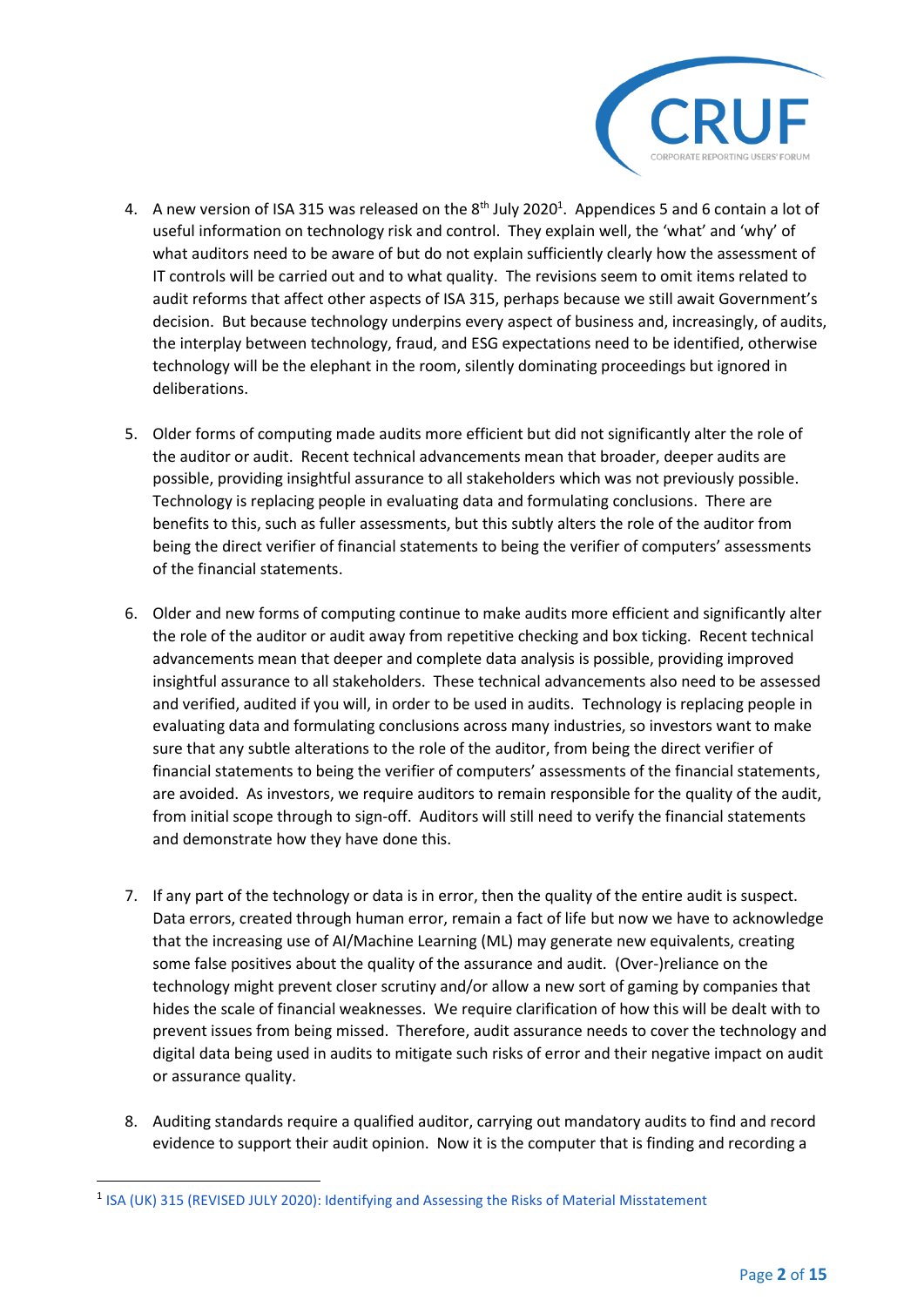4. A new version of ISA 315 was released on the 8th July 2020[1]. Appendices 5 and 6 contain a lot of useful information on technology risk and control. They explain well, the 'what' and 'why' of what auditors need to be aware of but do not explain sufficiently clearly how the assessment of IT controls will be carried out and to what quality. The revisions seem to omit items related to audit reforms that affect other aspects of ISA 315, perhaps because we still await Government's decision. But because technology underpins every aspect of business and, increasingly, of audits, the interplay between technology, fraud, and ESG expectations need to be identified, otherwise technology will be the elephant in the room, silently dominating proceedings but ignored in deliberations.

5. Older forms of computing made audits more efficient but did not significantly alter the role of the auditor or audit. Recent technical advancements mean that broader, deeper audits are possible, providing insightful assurance to all stakeholders which was not previously possible. Technology is replacing people in evaluating data and formulating conclusions. There are benefits to this, such as fuller assessments, but this subtly alters the role of the auditor from being the direct verifier of financial statements to being the verifier of computers' assessments of the financial statements.

6. Older and new forms of computing continue to make audits more efficient and significantly alter the role of the auditor or audit away from repetitive checking and box ticking. Recent technical advancements mean that deeper and complete data analysis is possible, providing improved insightful assurance to all stakeholders. These technical advancements also need to be assessed and verified, audited if you will, in order to be used in audits. Technology is replacing people in evaluating data and formulating conclusions across many industries, so investors want to make sure that any subtle alterations to the role of the auditor, from being the direct verifier of financial statements to being the verifier of computers' assessments of the financial statements, are avoided. As investors, we require auditors to remain responsible for the quality of the audit, from initial scope through to sign-off. Auditors will still need to verify the financial statements and demonstrate how they have done this.

7. If any part of the technology or data is in error, then the quality of the entire audit is suspect. Data errors, created through human error, remain a fact of life but now we have to acknowledge that the increasing use of AI/Machine Learning (ML) may generate new equivalents, creating some false positives about the quality of the assurance and audit. (Over-)reliance on the technology might prevent closer scrutiny and/or allow a new sort of gaming by companies that hides the scale of financial weaknesses. We require clarification of how this will be dealt with to prevent issues from being missed. Therefore, audit assurance needs to cover the technology and digital data being used in audits to mitigate such risks of error and their negative impact on audit or assurance quality.

8. Auditing standards require a qualified auditor, carrying out mandatory audits to find and record evidence to support their audit opinion. Now it is the computer that is finding and recording a

[1] ISA (UK) 315 (REVISED JULY 2020): Identifying and Assessing the Risks of Material Misstatement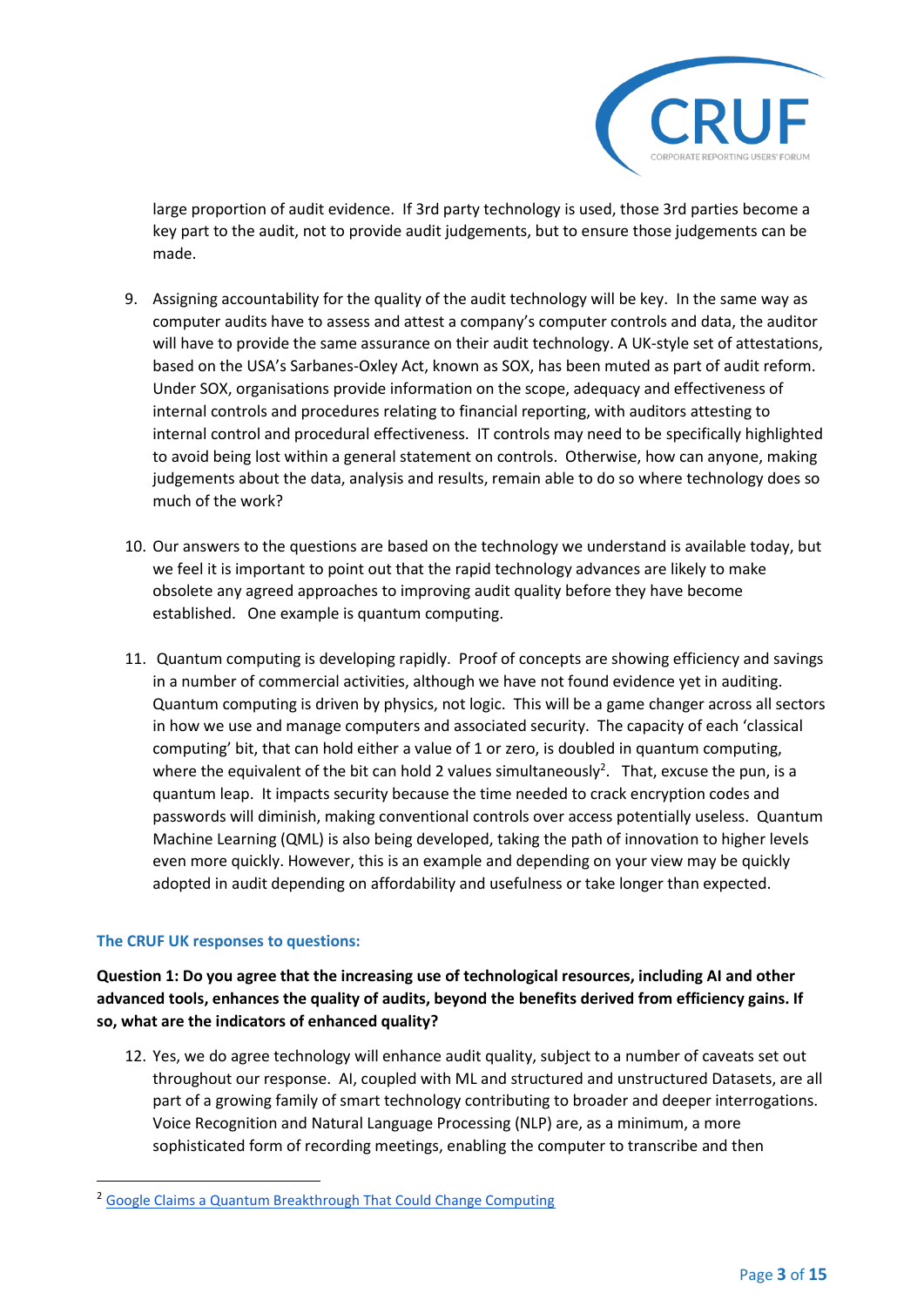large proportion of audit evidence. If 3rd party technology is used, those 3rd parties become a key part to the audit, not to provide audit judgements, but to ensure those judgements can be made.

9. Assigning accountability for the quality of the audit technology will be key. In the same way as computer audits have to assess and attest a company's computer controls and data, the auditor will have to provide the same assurance on their audit technology. A UK-style set of attestations, based on the USA's Sarbanes-Oxley Act, known as SOX, has been muted as part of audit reform. Under SOX, organisations provide information on the scope, adequacy and effectiveness of internal controls and procedures relating to financial reporting, with auditors attesting to internal control and procedural effectiveness. IT controls may need to be specifically highlighted to avoid being lost within a general statement on controls. Otherwise, how can anyone, making judgements about the data, analysis and results, remain able to do so where technology does so much of the work?

10. Our answers to the questions are based on the technology we understand is available today, but we feel it is important to point out that the rapid technology advances are likely to make obsolete any agreed approaches to improving audit quality before they have become established. One example is quantum computing.

11. Quantum computing is developing rapidly. Proof of concepts are showing efficiency and savings in a number of commercial activities, although we have not found evidence yet in auditing. Quantum computing is driven by physics, not logic. This will be a game changer across all sectors in how we use and manage computers and associated security. The capacity of each 'classical computing' bit, that can hold either a value of 1 or zero, is doubled in quantum computing, where the equivalent of the bit can hold 2 values simultaneously[2]. That, excuse the pun, is a quantum leap. It impacts security because the time needed to crack encryption codes and passwords will diminish, making conventional controls over access potentially useless. Quantum Machine Learning (QML) is also being developed, taking the path of innovation to higher levels even more quickly. However, this is an example and depending on your view may be quickly adopted in audit depending on affordability and usefulness or take longer than expected.

### The CRUF UK responses to questions:

**Question 1: Do you agree that the increasing use of technological resources, including AI and other advanced tools, enhances the quality of audits, beyond the benefits derived from efficiency gains. If so, what are the indicators of enhanced quality?**

12. Yes, we do agree technology will enhance audit quality, subject to a number of caveats set out throughout our response. AI, coupled with ML and structured and unstructured Datasets, are all part of a growing family of smart technology contributing to broader and deeper interrogations. Voice Recognition and Natural Language Processing (NLP) are, as a minimum, a more sophisticated form of recording meetings, enabling the computer to transcribe and then

---

[2] Google Claims a Quantum Breakthrough That Could Change Computing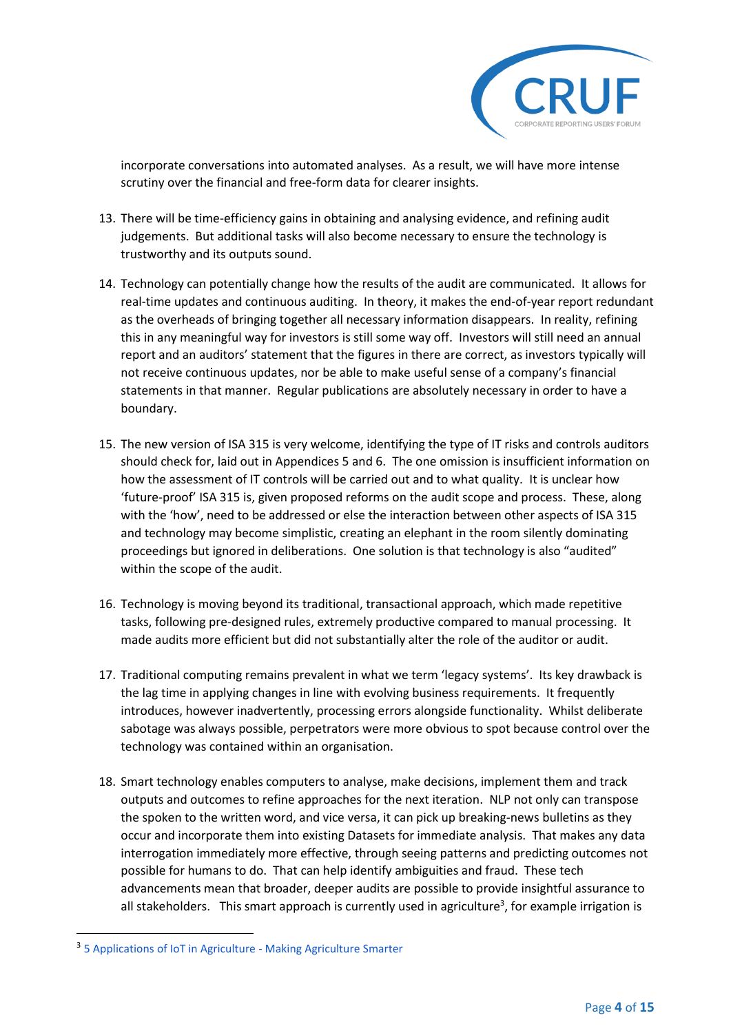incorporate conversations into automated analyses. As a result, we will have more intense scrutiny over the financial and free-form data for clearer insights.

13. There will be time-efficiency gains in obtaining and analysing evidence, and refining audit judgements. But additional tasks will also become necessary to ensure the technology is trustworthy and its outputs sound.

14. Technology can potentially change how the results of the audit are communicated. It allows for real-time updates and continuous auditing. In theory, it makes the end-of-year report redundant as the overheads of bringing together all necessary information disappears. In reality, refining this in any meaningful way for investors is still some way off. Investors will still need an annual report and an auditors' statement that the figures in there are correct, as investors typically will not receive continuous updates, nor be able to make useful sense of a company's financial statements in that manner. Regular publications are absolutely necessary in order to have a boundary.

15. The new version of ISA 315 is very welcome, identifying the type of IT risks and controls auditors should check for, laid out in Appendices 5 and 6. The one omission is insufficient information on how the assessment of IT controls will be carried out and to what quality. It is unclear how 'future-proof' ISA 315 is, given proposed reforms on the audit scope and process. These, along with the 'how', need to be addressed or else the interaction between other aspects of ISA 315 and technology may become simplistic, creating an elephant in the room silently dominating proceedings but ignored in deliberations. One solution is that technology is also "audited" within the scope of the audit.

16. Technology is moving beyond its traditional, transactional approach, which made repetitive tasks, following pre-designed rules, extremely productive compared to manual processing. It made audits more efficient but did not substantially alter the role of the auditor or audit.

17. Traditional computing remains prevalent in what we term 'legacy systems'. Its key drawback is the lag time in applying changes in line with evolving business requirements. It frequently introduces, however inadvertently, processing errors alongside functionality. Whilst deliberate sabotage was always possible, perpetrators were more obvious to spot because control over the technology was contained within an organisation.

18. Smart technology enables computers to analyse, make decisions, implement them and track outputs and outcomes to refine approaches for the next iteration. NLP not only can transpose the spoken to the written word, and vice versa, it can pick up breaking-news bulletins as they occur and incorporate them into existing Datasets for immediate analysis. That makes any data interrogation immediately more effective, through seeing patterns and predicting outcomes not possible for humans to do. That can help identify ambiguities and fraud. These tech advancements mean that broader, deeper audits are possible to provide insightful assurance to all stakeholders. This smart approach is currently used in agriculture[3], for example irrigation is

[3] 5 Applications of IoT in Agriculture - Making Agriculture Smarter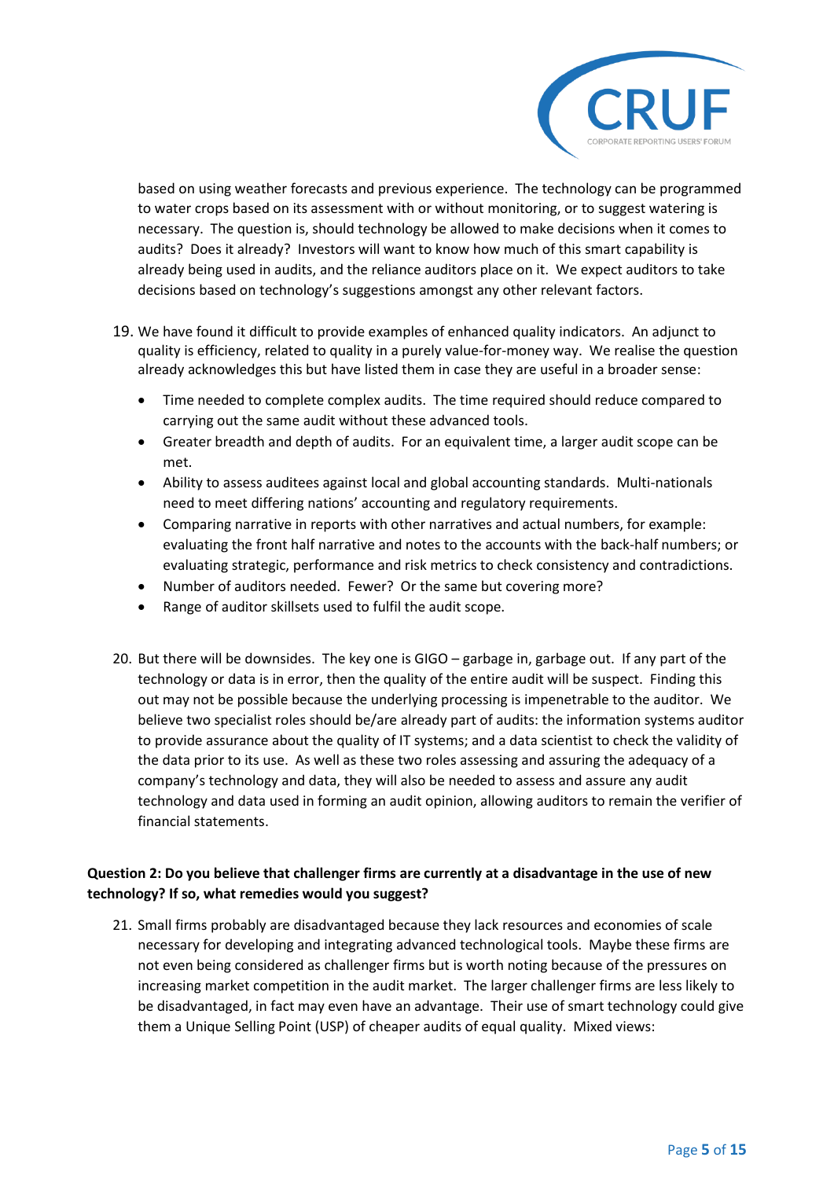based on using weather forecasts and previous experience. The technology can be programmed to water crops based on its assessment with or without monitoring, or to suggest watering is necessary. The question is, should technology be allowed to make decisions when it comes to audits? Does it already? Investors will want to know how much of this smart capability is already being used in audits, and the reliance auditors place on it. We expect auditors to take decisions based on technology's suggestions amongst any other relevant factors.

19. We have found it difficult to provide examples of enhanced quality indicators. An adjunct to quality is efficiency, related to quality in a purely value-for-money way. We realise the question already acknowledges this but have listed them in case they are useful in a broader sense:

    - Time needed to complete complex audits. The time required should reduce compared to carrying out the same audit without these advanced tools.
    - Greater breadth and depth of audits. For an equivalent time, a larger audit scope can be met.
    - Ability to assess auditees against local and global accounting standards. Multi-nationals need to meet differing nations' accounting and regulatory requirements.
    - Comparing narrative in reports with other narratives and actual numbers, for example: evaluating the front half narrative and notes to the accounts with the back-half numbers; or evaluating strategic, performance and risk metrics to check consistency and contradictions.
    - Number of auditors needed. Fewer? Or the same but covering more?
    - Range of auditor skillsets used to fulfil the audit scope.

20. But there will be downsides. The key one is GIGO – garbage in, garbage out. If any part of the technology or data is in error, then the quality of the entire audit will be suspect. Finding this out may not be possible because the underlying processing is impenetrable to the auditor. We believe two specialist roles should be/are already part of audits: the information systems auditor to provide assurance about the quality of IT systems; and a data scientist to check the validity of the data prior to its use. As well as these two roles assessing and assuring the adequacy of a company's technology and data, they will also be needed to assess and assure any audit technology and data used in forming an audit opinion, allowing auditors to remain the verifier of financial statements.

**Question 2: Do you believe that challenger firms are currently at a disadvantage in the use of new technology? If so, what remedies would you suggest?**

21. Small firms probably are disadvantaged because they lack resources and economies of scale necessary for developing and integrating advanced technological tools. Maybe these firms are not even being considered as challenger firms but is worth noting because of the pressures on increasing market competition in the audit market. The larger challenger firms are less likely to be disadvantaged, in fact may even have an advantage. Their use of smart technology could give them a Unique Selling Point (USP) of cheaper audits of equal quality. Mixed views: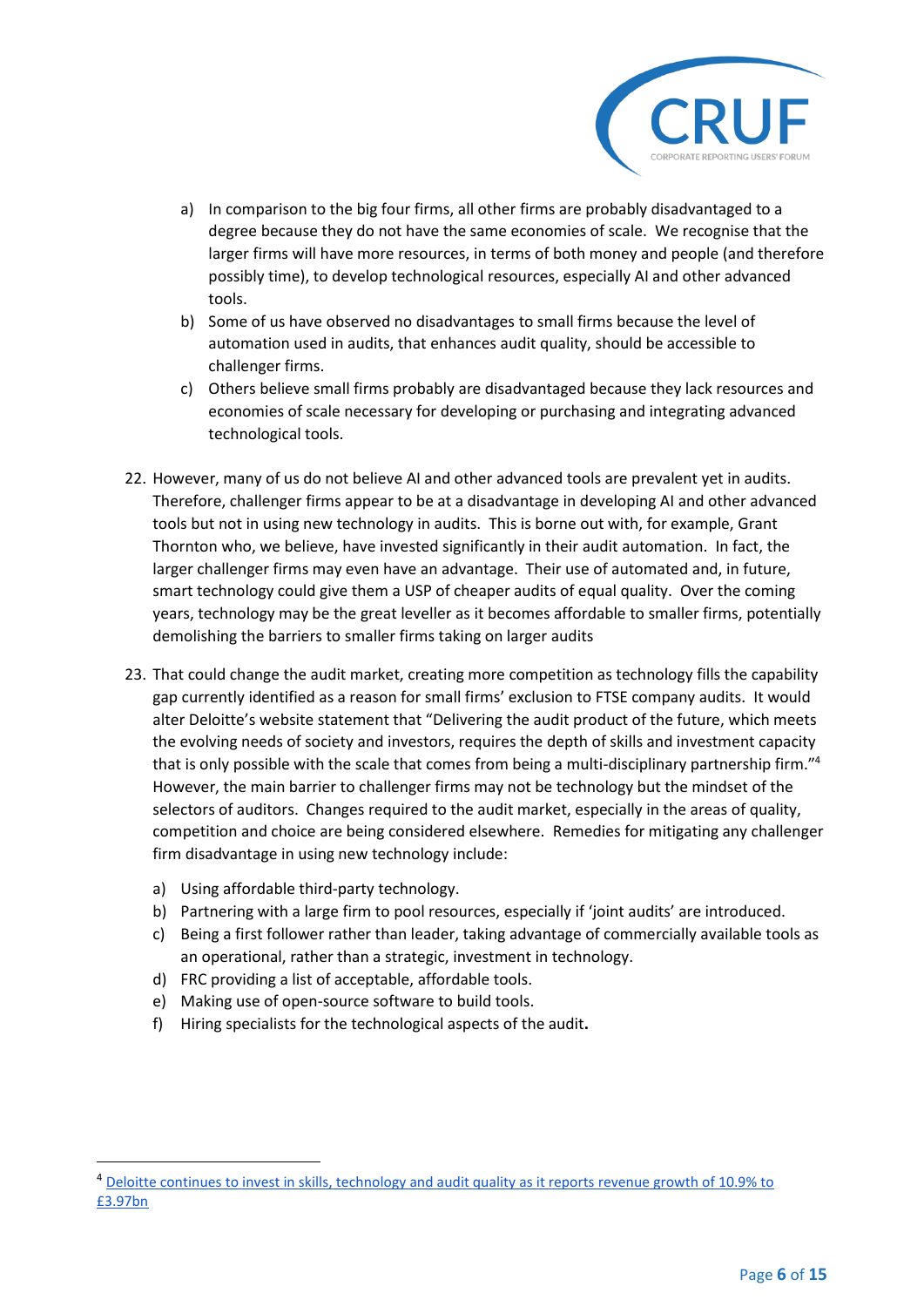a) In comparison to the big four firms, all other firms are probably disadvantaged to a degree because they do not have the same economies of scale. We recognise that the larger firms will have more resources, in terms of both money and people (and therefore possibly time), to develop technological resources, especially AI and other advanced tools.
b) Some of us have observed no disadvantages to small firms because the level of automation used in audits, that enhances audit quality, should be accessible to challenger firms.
c) Others believe small firms probably are disadvantaged because they lack resources and economies of scale necessary for developing or purchasing and integrating advanced technological tools.

22. However, many of us do not believe AI and other advanced tools are prevalent yet in audits. Therefore, challenger firms appear to be at a disadvantage in developing AI and other advanced tools but not in using new technology in audits. This is borne out with, for example, Grant Thornton who, we believe, have invested significantly in their audit automation. In fact, the larger challenger firms may even have an advantage. Their use of automated and, in future, smart technology could give them a USP of cheaper audits of equal quality. Over the coming years, technology may be the great leveller as it becomes affordable to smaller firms, potentially demolishing the barriers to smaller firms taking on larger audits

23. That could change the audit market, creating more competition as technology fills the capability gap currently identified as a reason for small firms' exclusion to FTSE company audits. It would alter Deloitte's website statement that "Delivering the audit product of the future, which meets the evolving needs of society and investors, requires the depth of skills and investment capacity that is only possible with the scale that comes from being a multi-disciplinary partnership firm."[4] However, the main barrier to challenger firms may not be technology but the mindset of the selectors of auditors. Changes required to the audit market, especially in the areas of quality, competition and choice are being considered elsewhere. Remedies for mitigating any challenger firm disadvantage in using new technology include:

    a) Using affordable third-party technology.
    b) Partnering with a large firm to pool resources, especially if 'joint audits' are introduced.
    c) Being a first follower rather than leader, taking advantage of commercially available tools as an operational, rather than a strategic, investment in technology.
    d) FRC providing a list of acceptable, affordable tools.
    e) Making use of open-source software to build tools.
    f) Hiring specialists for the technological aspects of the audit**.**

---

[4] Deloitte continues to invest in skills, technology and audit quality as it reports revenue growth of 10.9% to £3.97bn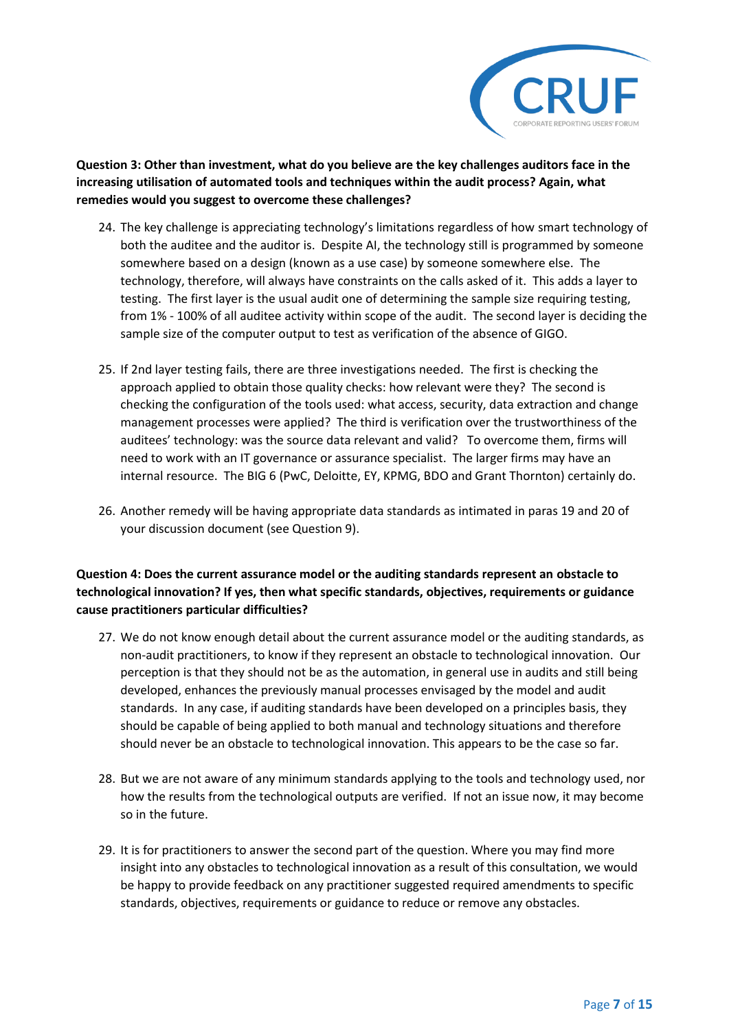**Question 3: Other than investment, what do you believe are the key challenges auditors face in the increasing utilisation of automated tools and techniques within the audit process? Again, what remedies would you suggest to overcome these challenges?**

24. The key challenge is appreciating technology's limitations regardless of how smart technology of both the auditee and the auditor is. Despite AI, the technology still is programmed by someone somewhere based on a design (known as a use case) by someone somewhere else. The technology, therefore, will always have constraints on the calls asked of it. This adds a layer to testing. The first layer is the usual audit one of determining the sample size requiring testing, from 1% - 100% of all auditee activity within scope of the audit. The second layer is deciding the sample size of the computer output to test as verification of the absence of GIGO.

25. If 2nd layer testing fails, there are three investigations needed. The first is checking the approach applied to obtain those quality checks: how relevant were they? The second is checking the configuration of the tools used: what access, security, data extraction and change management processes were applied? The third is verification over the trustworthiness of the auditees' technology: was the source data relevant and valid? To overcome them, firms will need to work with an IT governance or assurance specialist. The larger firms may have an internal resource. The BIG 6 (PwC, Deloitte, EY, KPMG, BDO and Grant Thornton) certainly do.

26. Another remedy will be having appropriate data standards as intimated in paras 19 and 20 of your discussion document (see Question 9).

**Question 4: Does the current assurance model or the auditing standards represent an obstacle to technological innovation? If yes, then what specific standards, objectives, requirements or guidance cause practitioners particular difficulties?**

27. We do not know enough detail about the current assurance model or the auditing standards, as non-audit practitioners, to know if they represent an obstacle to technological innovation. Our perception is that they should not be as the automation, in general use in audits and still being developed, enhances the previously manual processes envisaged by the model and audit standards. In any case, if auditing standards have been developed on a principles basis, they should be capable of being applied to both manual and technology situations and therefore should never be an obstacle to technological innovation. This appears to be the case so far.

28. But we are not aware of any minimum standards applying to the tools and technology used, nor how the results from the technological outputs are verified. If not an issue now, it may become so in the future.

29. It is for practitioners to answer the second part of the question. Where you may find more insight into any obstacles to technological innovation as a result of this consultation, we would be happy to provide feedback on any practitioner suggested required amendments to specific standards, objectives, requirements or guidance to reduce or remove any obstacles.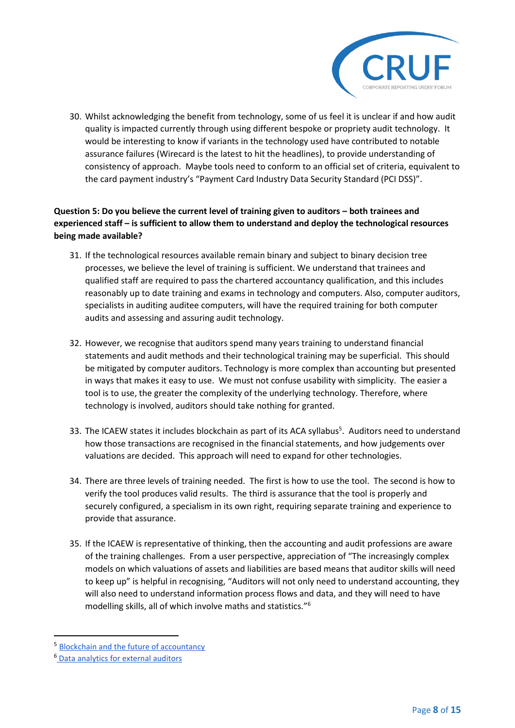30. Whilst acknowledging the benefit from technology, some of us feel it is unclear if and how audit quality is impacted currently through using different bespoke or propriety audit technology. It would be interesting to know if variants in the technology used have contributed to notable assurance failures (Wirecard is the latest to hit the headlines), to provide understanding of consistency of approach. Maybe tools need to conform to an official set of criteria, equivalent to the card payment industry's "Payment Card Industry Data Security Standard (PCI DSS)".

**Question 5: Do you believe the current level of training given to auditors – both trainees and experienced staff – is sufficient to allow them to understand and deploy the technological resources being made available?**

31. If the technological resources available remain binary and subject to binary decision tree processes, we believe the level of training is sufficient. We understand that trainees and qualified staff are required to pass the chartered accountancy qualification, and this includes reasonably up to date training and exams in technology and computers. Also, computer auditors, specialists in auditing auditee computers, will have the required training for both computer audits and assessing and assuring audit technology.

32. However, we recognise that auditors spend many years training to understand financial statements and audit methods and their technological training may be superficial. This should be mitigated by computer auditors. Technology is more complex than accounting but presented in ways that makes it easy to use. We must not confuse usability with simplicity. The easier a tool is to use, the greater the complexity of the underlying technology. Therefore, where technology is involved, auditors should take nothing for granted.

33. The ICAEW states it includes blockchain as part of its ACA syllabus[5]. Auditors need to understand how those transactions are recognised in the financial statements, and how judgements over valuations are decided. This approach will need to expand for other technologies.

34. There are three levels of training needed. The first is how to use the tool. The second is how to verify the tool produces valid results. The third is assurance that the tool is properly and securely configured, a specialism in its own right, requiring separate training and experience to provide that assurance.

35. If the ICAEW is representative of thinking, then the accounting and audit professions are aware of the training challenges. From a user perspective, appreciation of "The increasingly complex models on which valuations of assets and liabilities are based means that auditor skills will need to keep up" is helpful in recognising, "Auditors will not only need to understand accounting, they will also need to understand information process flows and data, and they will need to have modelling skills, all of which involve maths and statistics."[6]

---

[5] Blockchain and the future of accountancy

[6] Data analytics for external auditors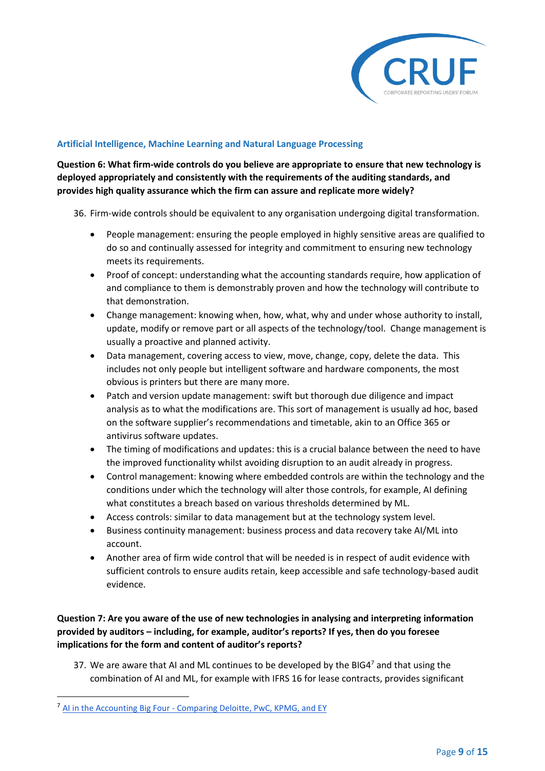### Artificial Intelligence, Machine Learning and Natural Language Processing

**Question 6: What firm-wide controls do you believe are appropriate to ensure that new technology is deployed appropriately and consistently with the requirements of the auditing standards, and provides high quality assurance which the firm can assure and replicate more widely?**

36. Firm-wide controls should be equivalent to any organisation undergoing digital transformation.

    - People management: ensuring the people employed in highly sensitive areas are qualified to do so and continually assessed for integrity and commitment to ensuring new technology meets its requirements.
    - Proof of concept: understanding what the accounting standards require, how application of and compliance to them is demonstrably proven and how the technology will contribute to that demonstration.
    - Change management: knowing when, how, what, why and under whose authority to install, update, modify or remove part or all aspects of the technology/tool. Change management is usually a proactive and planned activity.
    - Data management, covering access to view, move, change, copy, delete the data. This includes not only people but intelligent software and hardware components, the most obvious is printers but there are many more.
    - Patch and version update management: swift but thorough due diligence and impact analysis as to what the modifications are. This sort of management is usually ad hoc, based on the software supplier's recommendations and timetable, akin to an Office 365 or antivirus software updates.
    - The timing of modifications and updates: this is a crucial balance between the need to have the improved functionality whilst avoiding disruption to an audit already in progress.
    - Control management: knowing where embedded controls are within the technology and the conditions under which the technology will alter those controls, for example, AI defining what constitutes a breach based on various thresholds determined by ML.
    - Access controls: similar to data management but at the technology system level.
    - Business continuity management: business process and data recovery take AI/ML into account.
    - Another area of firm wide control that will be needed is in respect of audit evidence with sufficient controls to ensure audits retain, keep accessible and safe technology-based audit evidence.

**Question 7: Are you aware of the use of new technologies in analysing and interpreting information provided by auditors – including, for example, auditor's reports? If yes, then do you foresee implications for the form and content of auditor's reports?**

37. We are aware that AI and ML continues to be developed by the BIG4[7] and that using the combination of AI and ML, for example with IFRS 16 for lease contracts, provides significant

[7] AI in the Accounting Big Four - Comparing Deloitte, PwC, KPMG, and EY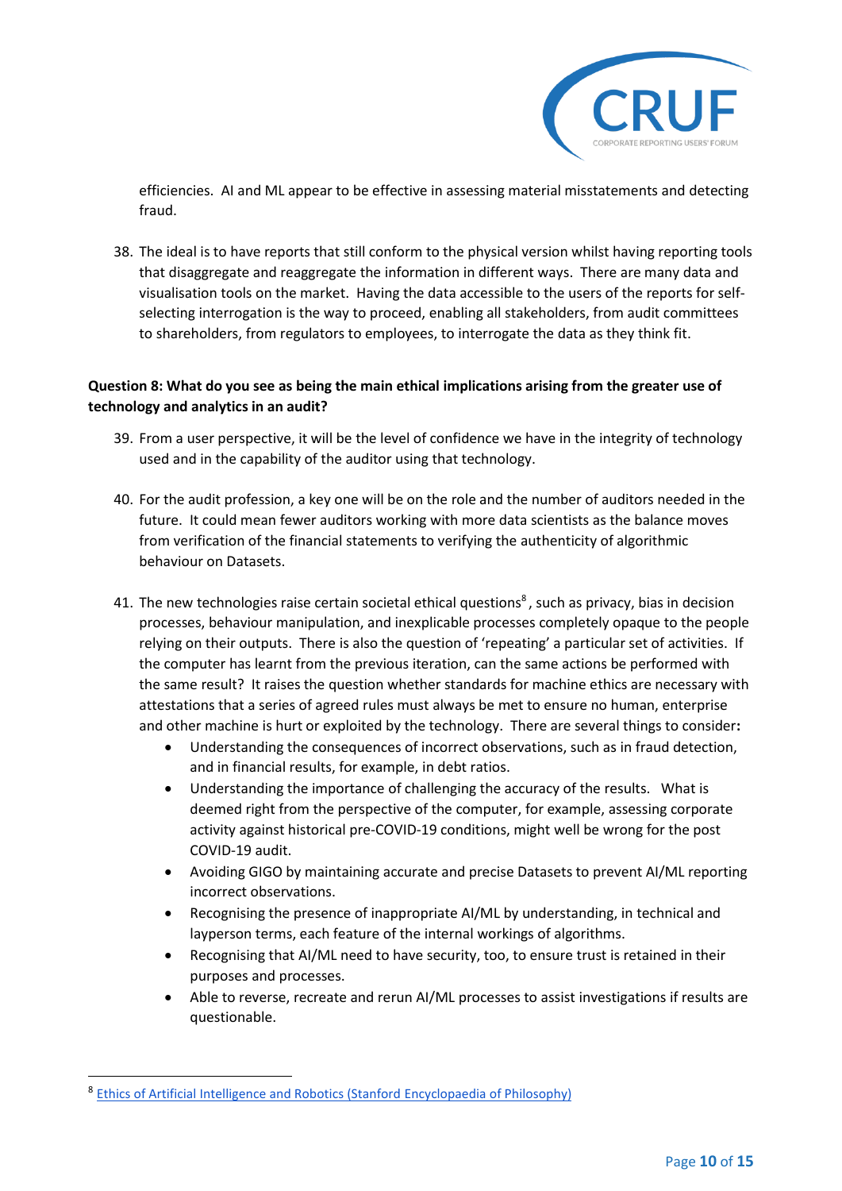efficiencies. AI and ML appear to be effective in assessing material misstatements and detecting fraud.

38. The ideal is to have reports that still conform to the physical version whilst having reporting tools that disaggregate and reaggregate the information in different ways. There are many data and visualisation tools on the market. Having the data accessible to the users of the reports for self-selecting interrogation is the way to proceed, enabling all stakeholders, from audit committees to shareholders, from regulators to employees, to interrogate the data as they think fit.

**Question 8: What do you see as being the main ethical implications arising from the greater use of technology and analytics in an audit?**

39. From a user perspective, it will be the level of confidence we have in the integrity of technology used and in the capability of the auditor using that technology.

40. For the audit profession, a key one will be on the role and the number of auditors needed in the future. It could mean fewer auditors working with more data scientists as the balance moves from verification of the financial statements to verifying the authenticity of algorithmic behaviour on Datasets.

41. The new technologies raise certain societal ethical questions[8], such as privacy, bias in decision processes, behaviour manipulation, and inexplicable processes completely opaque to the people relying on their outputs. There is also the question of 'repeating' a particular set of activities. If the computer has learnt from the previous iteration, can the same actions be performed with the same result? It raises the question whether standards for machine ethics are necessary with attestations that a series of agreed rules must always be met to ensure no human, enterprise and other machine is hurt or exploited by the technology. There are several things to consider**:**
    - Understanding the consequences of incorrect observations, such as in fraud detection, and in financial results, for example, in debt ratios.
    - Understanding the importance of challenging the accuracy of the results. What is deemed right from the perspective of the computer, for example, assessing corporate activity against historical pre-COVID-19 conditions, might well be wrong for the post COVID-19 audit.
    - Avoiding GIGO by maintaining accurate and precise Datasets to prevent AI/ML reporting incorrect observations.
    - Recognising the presence of inappropriate AI/ML by understanding, in technical and layperson terms, each feature of the internal workings of algorithms.
    - Recognising that AI/ML need to have security, too, to ensure trust is retained in their purposes and processes.
    - Able to reverse, recreate and rerun AI/ML processes to assist investigations if results are questionable.

[8] Ethics of Artificial Intelligence and Robotics (Stanford Encyclopaedia of Philosophy)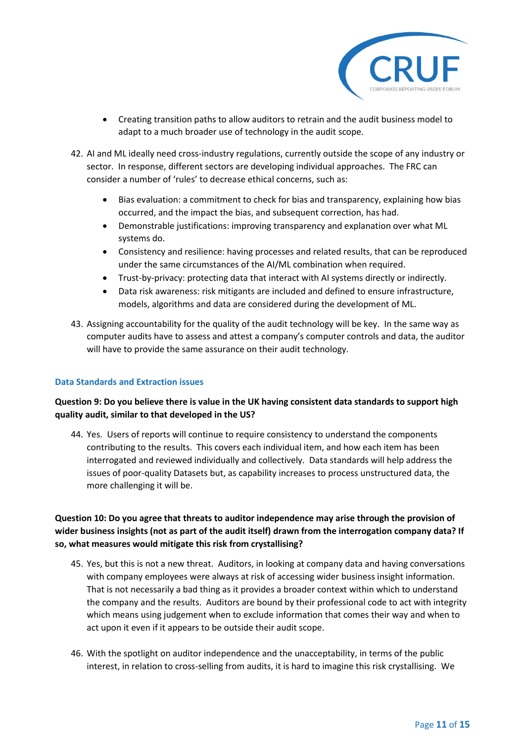- Creating transition paths to allow auditors to retrain and the audit business model to adapt to a much broader use of technology in the audit scope.

42. AI and ML ideally need cross-industry regulations, currently outside the scope of any industry or sector. In response, different sectors are developing individual approaches. The FRC can consider a number of 'rules' to decrease ethical concerns, such as:

    - Bias evaluation: a commitment to check for bias and transparency, explaining how bias occurred, and the impact the bias, and subsequent correction, has had.
    - Demonstrable justifications: improving transparency and explanation over what ML systems do.
    - Consistency and resilience: having processes and related results, that can be reproduced under the same circumstances of the AI/ML combination when required.
    - Trust-by-privacy: protecting data that interact with AI systems directly or indirectly.
    - Data risk awareness: risk mitigants are included and defined to ensure infrastructure, models, algorithms and data are considered during the development of ML.

43. Assigning accountability for the quality of the audit technology will be key. In the same way as computer audits have to assess and attest a company's computer controls and data, the auditor will have to provide the same assurance on their audit technology.

### Data Standards and Extraction issues

**Question 9: Do you believe there is value in the UK having consistent data standards to support high quality audit, similar to that developed in the US?**

44. Yes. Users of reports will continue to require consistency to understand the components contributing to the results. This covers each individual item, and how each item has been interrogated and reviewed individually and collectively. Data standards will help address the issues of poor-quality Datasets but, as capability increases to process unstructured data, the more challenging it will be.

**Question 10: Do you agree that threats to auditor independence may arise through the provision of wider business insights (not as part of the audit itself) drawn from the interrogation company data? If so, what measures would mitigate this risk from crystallising?**

45. Yes, but this is not a new threat. Auditors, in looking at company data and having conversations with company employees were always at risk of accessing wider business insight information. That is not necessarily a bad thing as it provides a broader context within which to understand the company and the results. Auditors are bound by their professional code to act with integrity which means using judgement when to exclude information that comes their way and when to act upon it even if it appears to be outside their audit scope.

46. With the spotlight on auditor independence and the unacceptability, in terms of the public interest, in relation to cross-selling from audits, it is hard to imagine this risk crystallising. We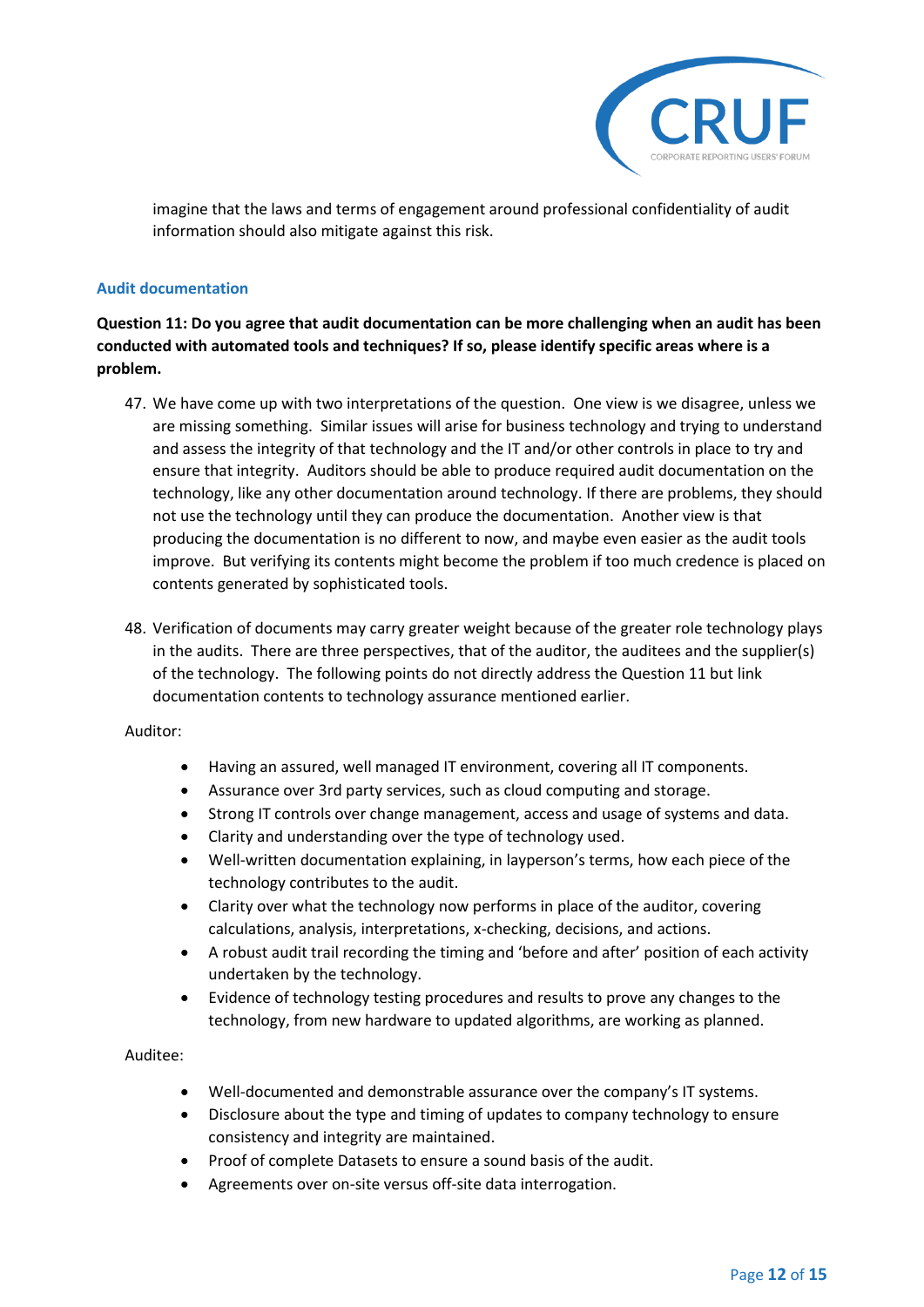imagine that the laws and terms of engagement around professional confidentiality of audit information should also mitigate against this risk.

### Audit documentation

**Question 11: Do you agree that audit documentation can be more challenging when an audit has been conducted with automated tools and techniques? If so, please identify specific areas where is a problem.**

47. We have come up with two interpretations of the question. One view is we disagree, unless we are missing something. Similar issues will arise for business technology and trying to understand and assess the integrity of that technology and the IT and/or other controls in place to try and ensure that integrity. Auditors should be able to produce required audit documentation on the technology, like any other documentation around technology. If there are problems, they should not use the technology until they can produce the documentation. Another view is that producing the documentation is no different to now, and maybe even easier as the audit tools improve. But verifying its contents might become the problem if too much credence is placed on contents generated by sophisticated tools.

48. Verification of documents may carry greater weight because of the greater role technology plays in the audits. There are three perspectives, that of the auditor, the auditees and the supplier(s) of the technology. The following points do not directly address the Question 11 but link documentation contents to technology assurance mentioned earlier.

Auditor:

- Having an assured, well managed IT environment, covering all IT components.
- Assurance over 3rd party services, such as cloud computing and storage.
- Strong IT controls over change management, access and usage of systems and data.
- Clarity and understanding over the type of technology used.
- Well-written documentation explaining, in layperson's terms, how each piece of the technology contributes to the audit.
- Clarity over what the technology now performs in place of the auditor, covering calculations, analysis, interpretations, x-checking, decisions, and actions.
- A robust audit trail recording the timing and 'before and after' position of each activity undertaken by the technology.
- Evidence of technology testing procedures and results to prove any changes to the technology, from new hardware to updated algorithms, are working as planned.

Auditee:

- Well-documented and demonstrable assurance over the company's IT systems.
- Disclosure about the type and timing of updates to company technology to ensure consistency and integrity are maintained.
- Proof of complete Datasets to ensure a sound basis of the audit.
- Agreements over on-site versus off-site data interrogation.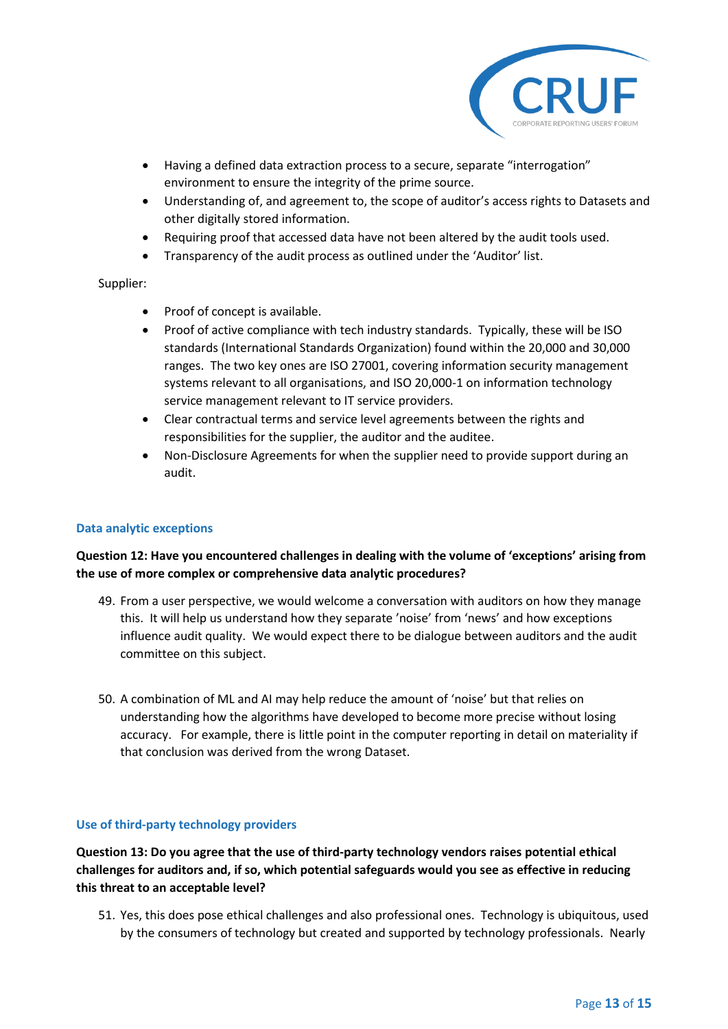- Having a defined data extraction process to a secure, separate "interrogation" environment to ensure the integrity of the prime source.
- Understanding of, and agreement to, the scope of auditor's access rights to Datasets and other digitally stored information.
- Requiring proof that accessed data have not been altered by the audit tools used.
- Transparency of the audit process as outlined under the 'Auditor' list.

Supplier:

- Proof of concept is available.
- Proof of active compliance with tech industry standards. Typically, these will be ISO standards (International Standards Organization) found within the 20,000 and 30,000 ranges. The two key ones are ISO 27001, covering information security management systems relevant to all organisations, and ISO 20,000-1 on information technology service management relevant to IT service providers.
- Clear contractual terms and service level agreements between the rights and responsibilities for the supplier, the auditor and the auditee.
- Non-Disclosure Agreements for when the supplier need to provide support during an audit.

### Data analytic exceptions

**Question 12: Have you encountered challenges in dealing with the volume of 'exceptions' arising from the use of more complex or comprehensive data analytic procedures?**

49. From a user perspective, we would welcome a conversation with auditors on how they manage this. It will help us understand how they separate 'noise' from 'news' and how exceptions influence audit quality. We would expect there to be dialogue between auditors and the audit committee on this subject.

50. A combination of ML and AI may help reduce the amount of 'noise' but that relies on understanding how the algorithms have developed to become more precise without losing accuracy. For example, there is little point in the computer reporting in detail on materiality if that conclusion was derived from the wrong Dataset.

### Use of third-party technology providers

**Question 13: Do you agree that the use of third-party technology vendors raises potential ethical challenges for auditors and, if so, which potential safeguards would you see as effective in reducing this threat to an acceptable level?**

51. Yes, this does pose ethical challenges and also professional ones. Technology is ubiquitous, used by the consumers of technology but created and supported by technology professionals. Nearly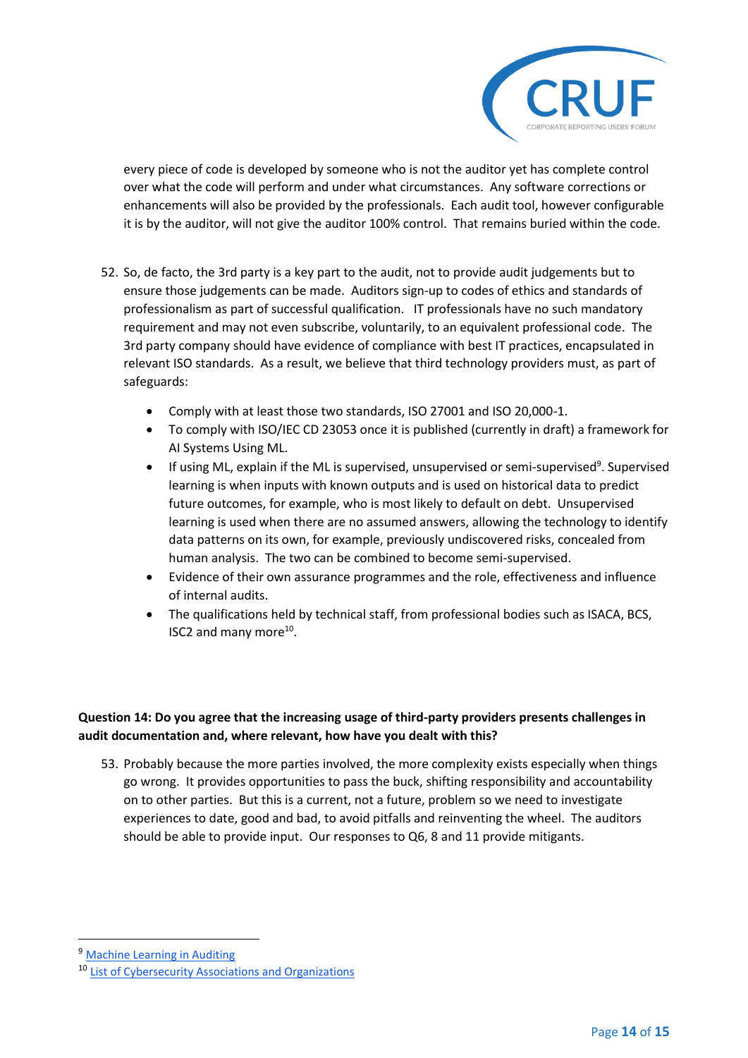every piece of code is developed by someone who is not the auditor yet has complete control over what the code will perform and under what circumstances. Any software corrections or enhancements will also be provided by the professionals. Each audit tool, however configurable it is by the auditor, will not give the auditor 100% control. That remains buried within the code.

52. So, de facto, the 3rd party is a key part to the audit, not to provide audit judgements but to ensure those judgements can be made. Auditors sign-up to codes of ethics and standards of professionalism as part of successful qualification. IT professionals have no such mandatory requirement and may not even subscribe, voluntarily, to an equivalent professional code. The 3rd party company should have evidence of compliance with best IT practices, encapsulated in relevant ISO standards. As a result, we believe that third technology providers must, as part of safeguards:

    - Comply with at least those two standards, ISO 27001 and ISO 20,000-1.
    - To comply with ISO/IEC CD 23053 once it is published (currently in draft) a framework for AI Systems Using ML.
    - If using ML, explain if the ML is supervised, unsupervised or semi-supervised[9]. Supervised learning is when inputs with known outputs and is used on historical data to predict future outcomes, for example, who is most likely to default on debt. Unsupervised learning is used when there are no assumed answers, allowing the technology to identify data patterns on its own, for example, previously undiscovered risks, concealed from human analysis. The two can be combined to become semi-supervised.
    - Evidence of their own assurance programmes and the role, effectiveness and influence of internal audits.
    - The qualifications held by technical staff, from professional bodies such as ISACA, BCS, ISC2 and many more[10].

**Question 14: Do you agree that the increasing usage of third-party providers presents challenges in audit documentation and, where relevant, how have you dealt with this?**

53. Probably because the more parties involved, the more complexity exists especially when things go wrong. It provides opportunities to pass the buck, shifting responsibility and accountability on to other parties. But this is a current, not a future, problem so we need to investigate experiences to date, good and bad, to avoid pitfalls and reinventing the wheel. The auditors should be able to provide input. Our responses to Q6, 8 and 11 provide mitigants.

---

[9] Machine Learning in Auditing

[10] List of Cybersecurity Associations and Organizations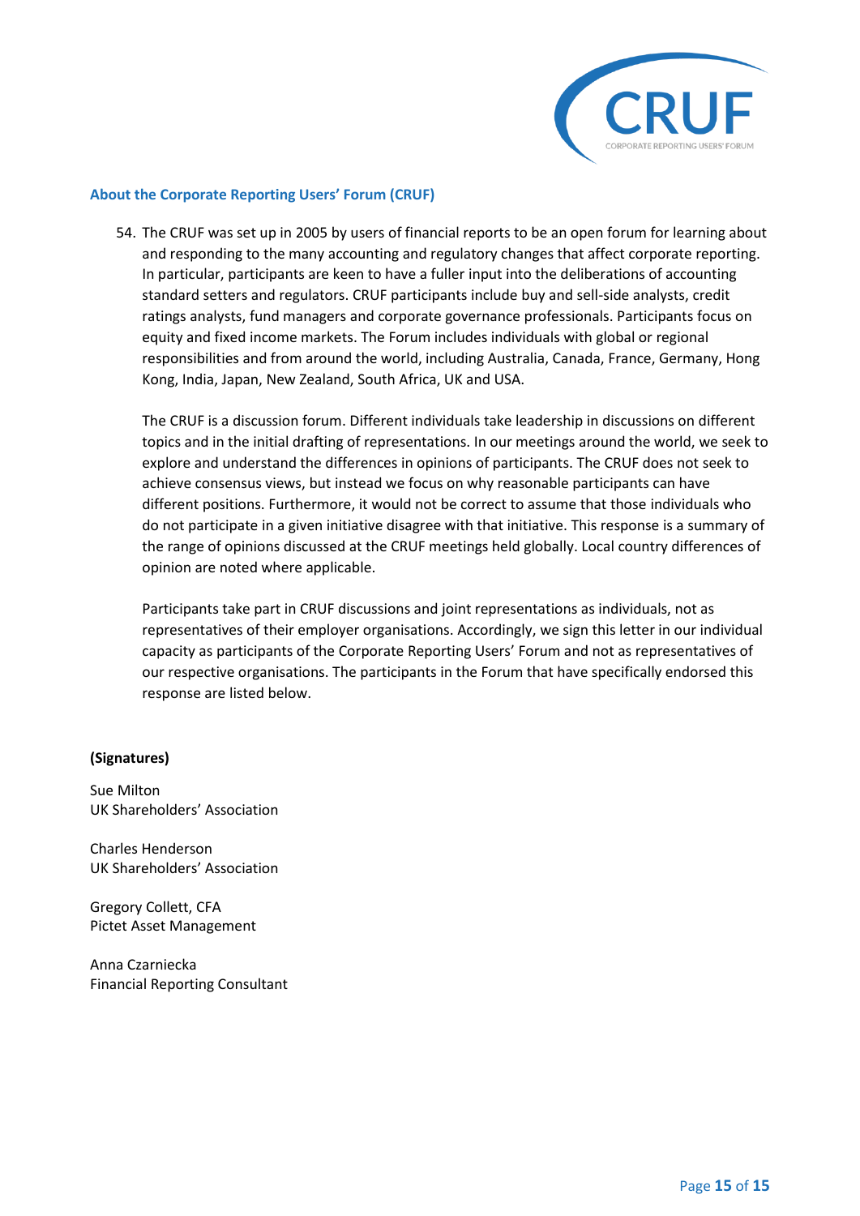CRUF

CORPORATE REPORTING USERS' FORUM

## About the Corporate Reporting Users' Forum (CRUF)

54. The CRUF was set up in 2005 by users of financial reports to be an open forum for learning about and responding to the many accounting and regulatory changes that affect corporate reporting. In particular, participants are keen to have a fuller input into the deliberations of accounting standard setters and regulators. CRUF participants include buy and sell-side analysts, credit ratings analysts, fund managers and corporate governance professionals. Participants focus on equity and fixed income markets. The Forum includes individuals with global or regional responsibilities and from around the world, including Australia, Canada, France, Germany, Hong Kong, India, Japan, New Zealand, South Africa, UK and USA.

    The CRUF is a discussion forum. Different individuals take leadership in discussions on different topics and in the initial drafting of representations. In our meetings around the world, we seek to explore and understand the differences in opinions of participants. The CRUF does not seek to achieve consensus views, but instead we focus on why reasonable participants can have different positions. Furthermore, it would not be correct to assume that those individuals who do not participate in a given initiative disagree with that initiative. This response is a summary of the range of opinions discussed at the CRUF meetings held globally. Local country differences of opinion are noted where applicable.

    Participants take part in CRUF discussions and joint representations as individuals, not as representatives of their employer organisations. Accordingly, we sign this letter in our individual capacity as participants of the Corporate Reporting Users' Forum and not as representatives of our respective organisations. The participants in the Forum that have specifically endorsed this response are listed below.

**(Signatures)**

Sue Milton  
UK Shareholders' Association

Charles Henderson  
UK Shareholders' Association

Gregory Collett, CFA  
Pictet Asset Management

Anna Czarniecka  
Financial Reporting Consultant